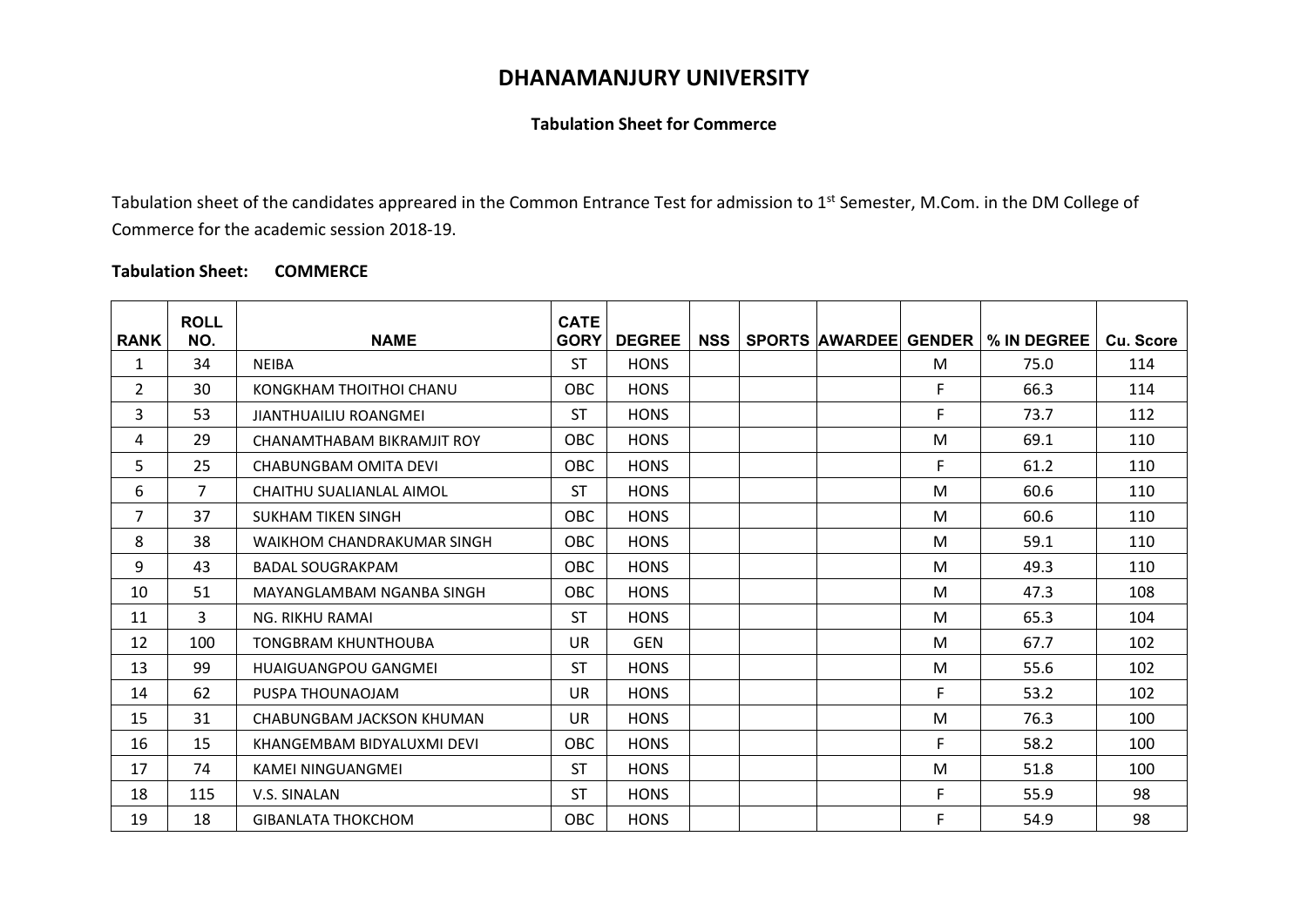# DHANAMANJURY UNIVERSITY

### Tabulation Sheet for Commerce

Tabulation sheet of the candidates appreared in the Common Entrance Test for admission to 1st Semester, M.Com. in the DM College of Commerce for the academic session 2018-19.

**Tabulation Sheet: COMMERCE**

| RANK | ROLL NO. | NAME | CATEGORY | DEGREE | NSS | SPORTS | AWARDEE | GENDER | % IN DEGREE | Cu. Score |
|---|---|---|---|---|---|---|---|---|---|---|
| 1 | 34 | NEIBA | ST | HONS | | | | M | 75.0 | 114 |
| 2 | 30 | KONGKHAM THOITHOI CHANU | OBC | HONS | | | | F | 66.3 | 114 |
| 3 | 53 | JIANTHUAILIU ROANGMEI | ST | HONS | | | | F | 73.7 | 112 |
| 4 | 29 | CHANAMTHABAM BIKRAMJIT ROY | OBC | HONS | | | | M | 69.1 | 110 |
| 5 | 25 | CHABUNGBAM OMITA DEVI | OBC | HONS | | | | F | 61.2 | 110 |
| 6 | 7 | CHAITHU SUALIANLAL AIMOL | ST | HONS | | | | M | 60.6 | 110 |
| 7 | 37 | SUKHAM TIKEN SINGH | OBC | HONS | | | | M | 60.6 | 110 |
| 8 | 38 | WAIKHOM CHANDRAKUMAR SINGH | OBC | HONS | | | | M | 59.1 | 110 |
| 9 | 43 | BADAL SOUGRAKPAM | OBC | HONS | | | | M | 49.3 | 110 |
| 10 | 51 | MAYANGLAMBAM NGANBA SINGH | OBC | HONS | | | | M | 47.3 | 108 |
| 11 | 3 | NG. RIKHU RAMAI | ST | HONS | | | | M | 65.3 | 104 |
| 12 | 100 | TONGBRAM KHUNTHOUBA | UR | GEN | | | | M | 67.7 | 102 |
| 13 | 99 | HUAIGUANGPOU GANGMEI | ST | HONS | | | | M | 55.6 | 102 |
| 14 | 62 | PUSPA THOUNAOJAM | UR | HONS | | | | F | 53.2 | 102 |
| 15 | 31 | CHABUNGBAM JACKSON KHUMAN | UR | HONS | | | | M | 76.3 | 100 |
| 16 | 15 | KHANGEMBAM BIDYALUXMI DEVI | OBC | HONS | | | | F | 58.2 | 100 |
| 17 | 74 | KAMEI NINGUANGMEI | ST | HONS | | | | M | 51.8 | 100 |
| 18 | 115 | V.S. SINALAN | ST | HONS | | | | F | 55.9 | 98 |
| 19 | 18 | GIBANLATA THOKCHOM | OBC | HONS | | | | F | 54.9 | 98 |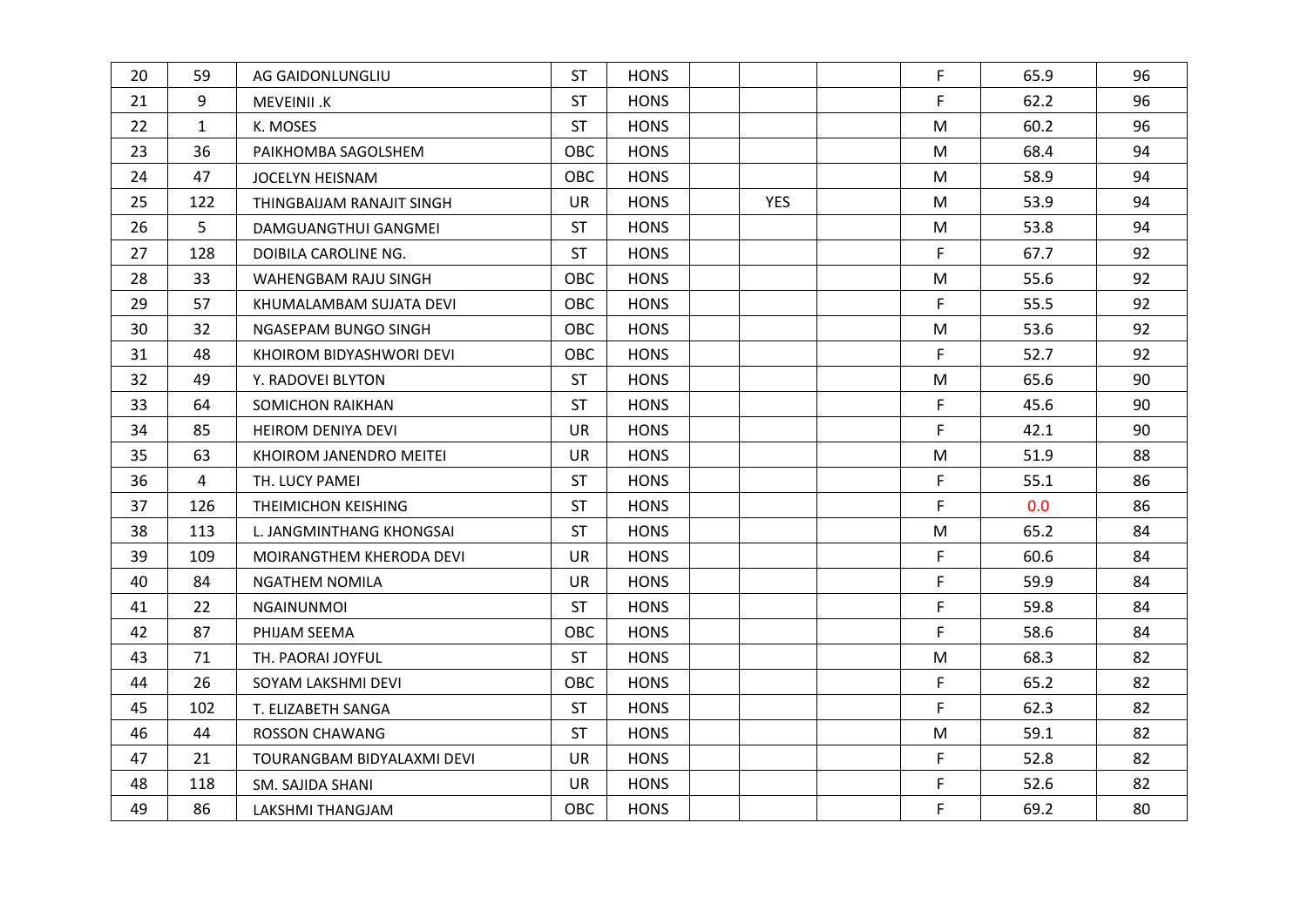| | | | | | | | | | | |
|---|---|---|---|---|---|---|---|---|---|---|
| 20 | 59 | AG GAIDONLUNGLIU | ST | HONS | | | | F | 65.9 | 96 |
| 21 | 9 | MEVEINII .K | ST | HONS | | | | F | 62.2 | 96 |
| 22 | 1 | K. MOSES | ST | HONS | | | | M | 60.2 | 96 |
| 23 | 36 | PAIKHOMBA SAGOLSHEM | OBC | HONS | | | | M | 68.4 | 94 |
| 24 | 47 | JOCELYN HEISNAM | OBC | HONS | | | | M | 58.9 | 94 |
| 25 | 122 | THINGBAIJAM RANAJIT SINGH | UR | HONS | | YES | | M | 53.9 | 94 |
| 26 | 5 | DAMGUANGTHUI GANGMEI | ST | HONS | | | | M | 53.8 | 94 |
| 27 | 128 | DOIBILA CAROLINE NG. | ST | HONS | | | | F | 67.7 | 92 |
| 28 | 33 | WAHENGBAM RAJU SINGH | OBC | HONS | | | | M | 55.6 | 92 |
| 29 | 57 | KHUMALAMBAM SUJATA DEVI | OBC | HONS | | | | F | 55.5 | 92 |
| 30 | 32 | NGASEPAM BUNGO SINGH | OBC | HONS | | | | M | 53.6 | 92 |
| 31 | 48 | KHOIROM BIDYASHWORI DEVI | OBC | HONS | | | | F | 52.7 | 92 |
| 32 | 49 | Y. RADOVEI BLYTON | ST | HONS | | | | M | 65.6 | 90 |
| 33 | 64 | SOMICHON RAIKHAN | ST | HONS | | | | F | 45.6 | 90 |
| 34 | 85 | HEIROM DENIYA DEVI | UR | HONS | | | | F | 42.1 | 90 |
| 35 | 63 | KHOIROM JANENDRO MEITEI | UR | HONS | | | | M | 51.9 | 88 |
| 36 | 4 | TH. LUCY PAMEI | ST | HONS | | | | F | 55.1 | 86 |
| 37 | 126 | THEIMICHON KEISHING | ST | HONS | | | | F | 0.0 | 86 |
| 38 | 113 | L. JANGMINTHANG KHONGSAI | ST | HONS | | | | M | 65.2 | 84 |
| 39 | 109 | MOIRANGTHEM KHERODA DEVI | UR | HONS | | | | F | 60.6 | 84 |
| 40 | 84 | NGATHEM NOMILA | UR | HONS | | | | F | 59.9 | 84 |
| 41 | 22 | NGAINUNMOI | ST | HONS | | | | F | 59.8 | 84 |
| 42 | 87 | PHIJAM SEEMA | OBC | HONS | | | | F | 58.6 | 84 |
| 43 | 71 | TH. PAORAI JOYFUL | ST | HONS | | | | M | 68.3 | 82 |
| 44 | 26 | SOYAM LAKSHMI DEVI | OBC | HONS | | | | F | 65.2 | 82 |
| 45 | 102 | T. ELIZABETH SANGA | ST | HONS | | | | F | 62.3 | 82 |
| 46 | 44 | ROSSON CHAWANG | ST | HONS | | | | M | 59.1 | 82 |
| 47 | 21 | TOURANGBAM BIDYALAXMI DEVI | UR | HONS | | | | F | 52.8 | 82 |
| 48 | 118 | SM. SAJIDA SHANI | UR | HONS | | | | F | 52.6 | 82 |
| 49 | 86 | LAKSHMI THANGJAM | OBC | HONS | | | | F | 69.2 | 80 |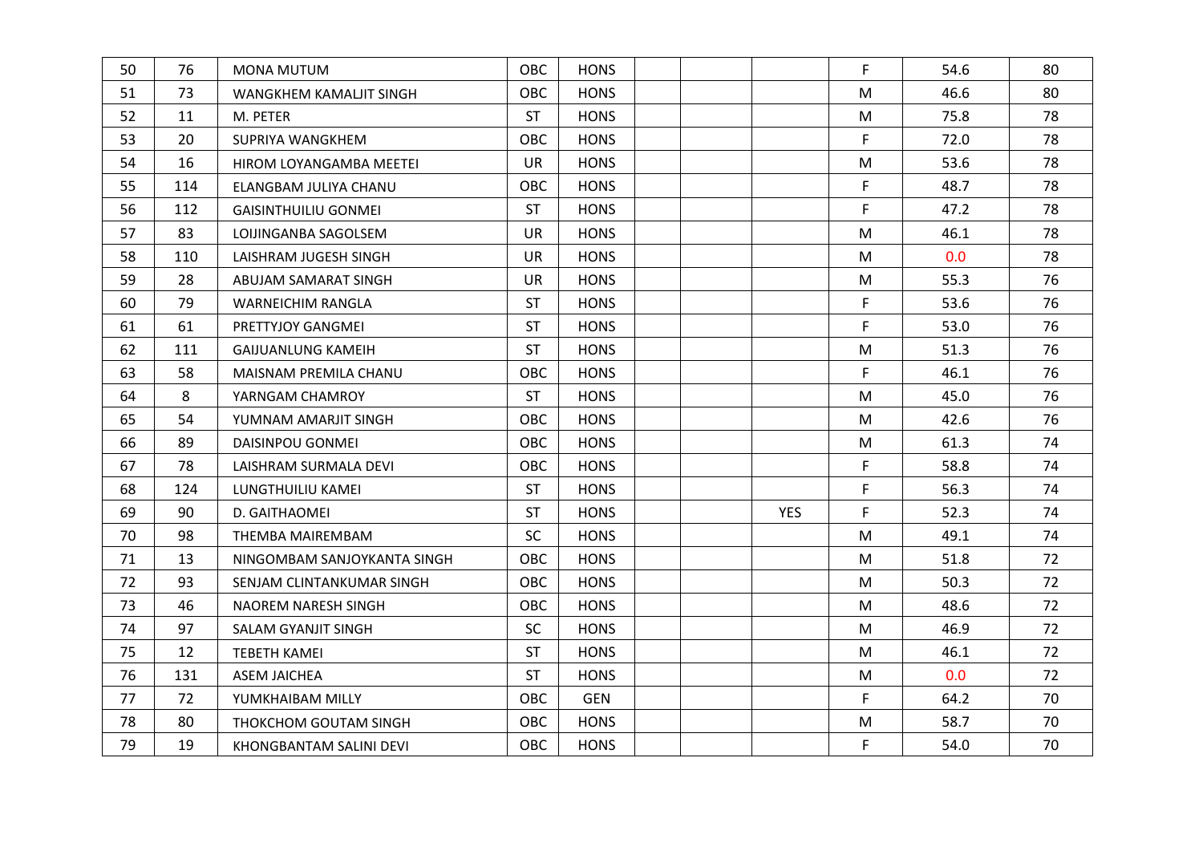| | | | | | | | | | | |
|---|---|---|---|---|---|---|---|---|---|---|
| 50 | 76 | MONA MUTUM | OBC | HONS | | | | F | 54.6 | 80 |
| 51 | 73 | WANGKHEM KAMALJIT SINGH | OBC | HONS | | | | M | 46.6 | 80 |
| 52 | 11 | M. PETER | ST | HONS | | | | M | 75.8 | 78 |
| 53 | 20 | SUPRIYA WANGKHEM | OBC | HONS | | | | F | 72.0 | 78 |
| 54 | 16 | HIROM LOYANGAMBA MEETEI | UR | HONS | | | | M | 53.6 | 78 |
| 55 | 114 | ELANGBAM JULIYA CHANU | OBC | HONS | | | | F | 48.7 | 78 |
| 56 | 112 | GAISINTHUILIU GONMEI | ST | HONS | | | | F | 47.2 | 78 |
| 57 | 83 | LOIJINGANBA SAGOLSEM | UR | HONS | | | | M | 46.1 | 78 |
| 58 | 110 | LAISHRAM JUGESH SINGH | UR | HONS | | | | M | 0.0 | 78 |
| 59 | 28 | ABUJAM SAMARAT SINGH | UR | HONS | | | | M | 55.3 | 76 |
| 60 | 79 | WARNEICHIM RANGLA | ST | HONS | | | | F | 53.6 | 76 |
| 61 | 61 | PRETTYJOY GANGMEI | ST | HONS | | | | F | 53.0 | 76 |
| 62 | 111 | GAIJUANLUNG KAMEIH | ST | HONS | | | | M | 51.3 | 76 |
| 63 | 58 | MAISNAM PREMILA CHANU | OBC | HONS | | | | F | 46.1 | 76 |
| 64 | 8 | YARNGAM CHAMROY | ST | HONS | | | | M | 45.0 | 76 |
| 65 | 54 | YUMNAM AMARJIT SINGH | OBC | HONS | | | | M | 42.6 | 76 |
| 66 | 89 | DAISINPOU GONMEI | OBC | HONS | | | | M | 61.3 | 74 |
| 67 | 78 | LAISHRAM SURMALA DEVI | OBC | HONS | | | | F | 58.8 | 74 |
| 68 | 124 | LUNGTHUILIU KAMEI | ST | HONS | | | | F | 56.3 | 74 |
| 69 | 90 | D. GAITHAOMEI | ST | HONS | | | YES | F | 52.3 | 74 |
| 70 | 98 | THEMBA MAIREMBAM | SC | HONS | | | | M | 49.1 | 74 |
| 71 | 13 | NINGOMBAM SANJOYKANTA SINGH | OBC | HONS | | | | M | 51.8 | 72 |
| 72 | 93 | SENJAM CLINTANKUMAR SINGH | OBC | HONS | | | | M | 50.3 | 72 |
| 73 | 46 | NAOREM NARESH SINGH | OBC | HONS | | | | M | 48.6 | 72 |
| 74 | 97 | SALAM GYANJIT SINGH | SC | HONS | | | | M | 46.9 | 72 |
| 75 | 12 | TEBETH KAMEI | ST | HONS | | | | M | 46.1 | 72 |
| 76 | 131 | ASEM JAICHEA | ST | HONS | | | | M | 0.0 | 72 |
| 77 | 72 | YUMKHAIBAM MILLY | OBC | GEN | | | | F | 64.2 | 70 |
| 78 | 80 | THOKCHOM GOUTAM SINGH | OBC | HONS | | | | M | 58.7 | 70 |
| 79 | 19 | KHONGBANTAM SALINI DEVI | OBC | HONS | | | | F | 54.0 | 70 |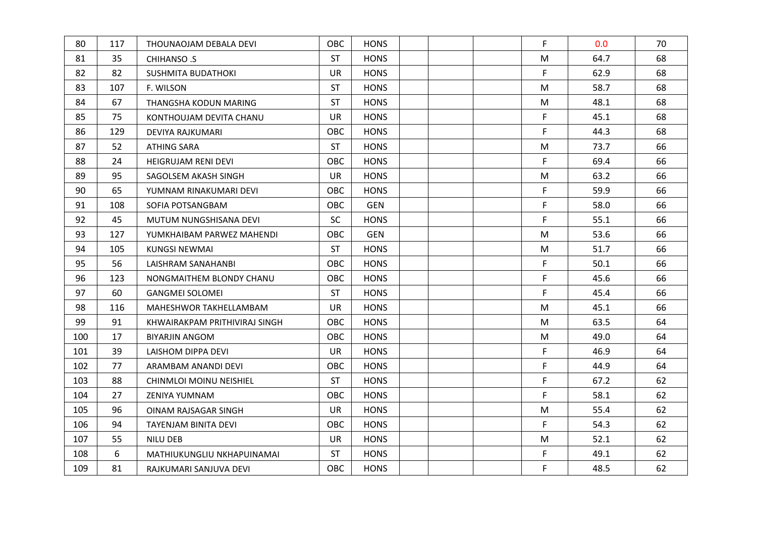|  |  |  |  |  |  |  |  |  |  |  |
|---|---|---|---|---|---|---|---|---|---|---|
| 80 | 117 | THOUNAOJAM DEBALA DEVI | OBC | HONS |  |  |  | F | 0.0 | 70 |
| 81 | 35 | CHIHANSO .S | ST | HONS |  |  |  | M | 64.7 | 68 |
| 82 | 82 | SUSHMITA BUDATHOKI | UR | HONS |  |  |  | F | 62.9 | 68 |
| 83 | 107 | F. WILSON | ST | HONS |  |  |  | M | 58.7 | 68 |
| 84 | 67 | THANGSHA KODUN MARING | ST | HONS |  |  |  | M | 48.1 | 68 |
| 85 | 75 | KONTHOUJAM DEVITA CHANU | UR | HONS |  |  |  | F | 45.1 | 68 |
| 86 | 129 | DEVIYA RAJKUMARI | OBC | HONS |  |  |  | F | 44.3 | 68 |
| 87 | 52 | ATHING SARA | ST | HONS |  |  |  | M | 73.7 | 66 |
| 88 | 24 | HEIGRUJAM RENI DEVI | OBC | HONS |  |  |  | F | 69.4 | 66 |
| 89 | 95 | SAGOLSEM AKASH SINGH | UR | HONS |  |  |  | M | 63.2 | 66 |
| 90 | 65 | YUMNAM RINAKUMARI DEVI | OBC | HONS |  |  |  | F | 59.9 | 66 |
| 91 | 108 | SOFIA POTSANGBAM | OBC | GEN |  |  |  | F | 58.0 | 66 |
| 92 | 45 | MUTUM NUNGSHISANA DEVI | SC | HONS |  |  |  | F | 55.1 | 66 |
| 93 | 127 | YUMKHAIBAM PARWEZ MAHENDI | OBC | GEN |  |  |  | M | 53.6 | 66 |
| 94 | 105 | KUNGSI NEWMAI | ST | HONS |  |  |  | M | 51.7 | 66 |
| 95 | 56 | LAISHRAM SANAHANBI | OBC | HONS |  |  |  | F | 50.1 | 66 |
| 96 | 123 | NONGMAITHEM BLONDY CHANU | OBC | HONS |  |  |  | F | 45.6 | 66 |
| 97 | 60 | GANGMEI SOLOMEI | ST | HONS |  |  |  | F | 45.4 | 66 |
| 98 | 116 | MAHESHWOR TAKHELLAMBAM | UR | HONS |  |  |  | M | 45.1 | 66 |
| 99 | 91 | KHWAIRAKPAM PRITHIVIRAJ SINGH | OBC | HONS |  |  |  | M | 63.5 | 64 |
| 100 | 17 | BIYARJIN ANGOM | OBC | HONS |  |  |  | M | 49.0 | 64 |
| 101 | 39 | LAISHOM DIPPA DEVI | UR | HONS |  |  |  | F | 46.9 | 64 |
| 102 | 77 | ARAMBAM ANANDI DEVI | OBC | HONS |  |  |  | F | 44.9 | 64 |
| 103 | 88 | CHINMLOI MOINU NEISHIEL | ST | HONS |  |  |  | F | 67.2 | 62 |
| 104 | 27 | ZENIYA YUMNAM | OBC | HONS |  |  |  | F | 58.1 | 62 |
| 105 | 96 | OINAM RAJSAGAR SINGH | UR | HONS |  |  |  | M | 55.4 | 62 |
| 106 | 94 | TAYENJAM BINITA DEVI | OBC | HONS |  |  |  | F | 54.3 | 62 |
| 107 | 55 | NILU DEB | UR | HONS |  |  |  | M | 52.1 | 62 |
| 108 | 6 | MATHIUKUNGLIU NKHAPUINAMAI | ST | HONS |  |  |  | F | 49.1 | 62 |
| 109 | 81 | RAJKUMARI SANJUVA DEVI | OBC | HONS |  |  |  | F | 48.5 | 62 |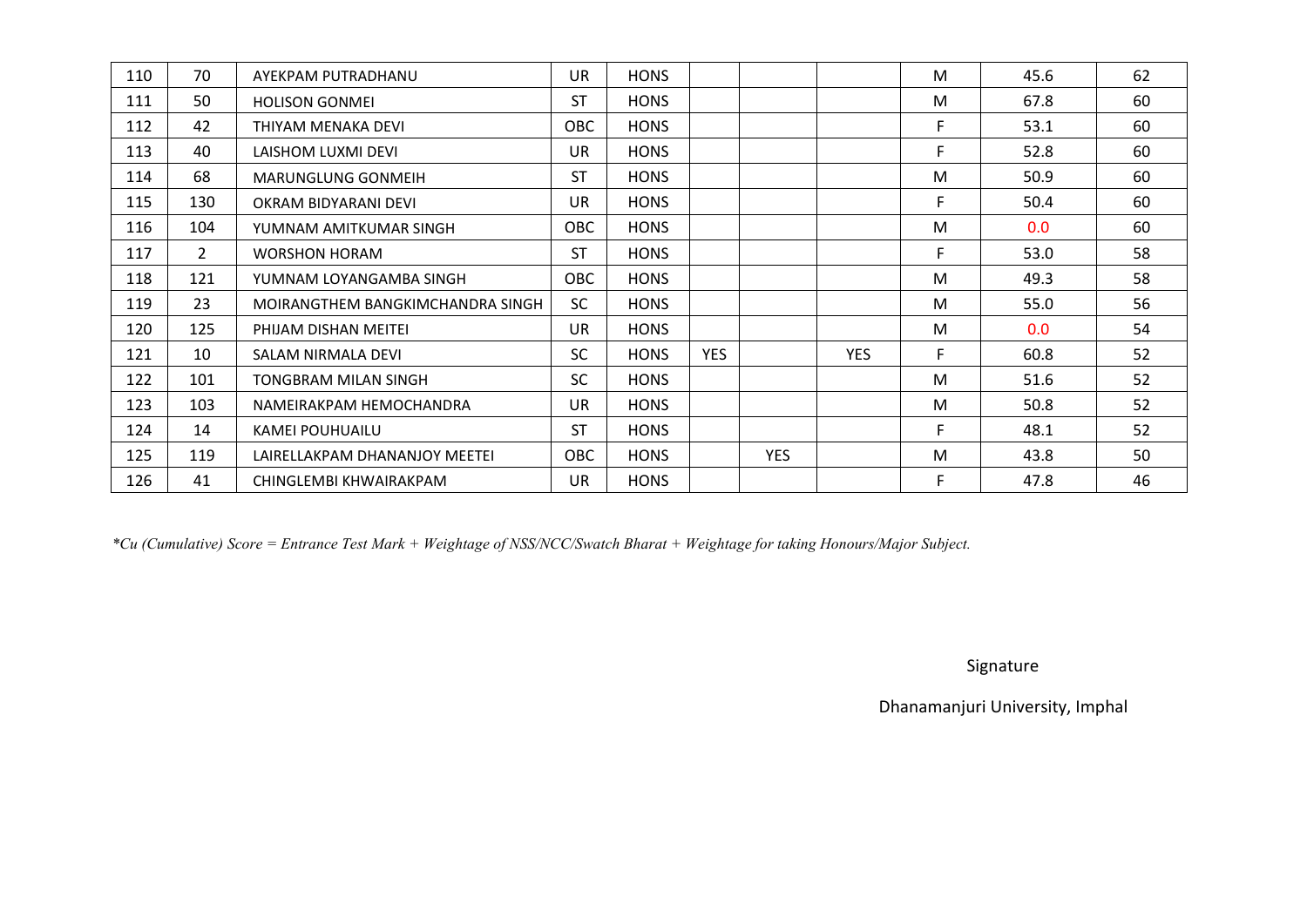| | | | | | | | | | | |
|---|---|---|---|---|---|---|---|---|---|---|
| 110 | 70 | AYEKPAM PUTRADHANU | UR | HONS | | | | M | 45.6 | 62 |
| 111 | 50 | HOLISON GONMEI | ST | HONS | | | | M | 67.8 | 60 |
| 112 | 42 | THIYAM MENAKA DEVI | OBC | HONS | | | | F | 53.1 | 60 |
| 113 | 40 | LAISHOM LUXMI DEVI | UR | HONS | | | | F | 52.8 | 60 |
| 114 | 68 | MARUNGLUNG GONMEIH | ST | HONS | | | | M | 50.9 | 60 |
| 115 | 130 | OKRAM BIDYARANI DEVI | UR | HONS | | | | F | 50.4 | 60 |
| 116 | 104 | YUMNAM AMITKUMAR SINGH | OBC | HONS | | | | M | 0.0 | 60 |
| 117 | 2 | WORSHON HORAM | ST | HONS | | | | F | 53.0 | 58 |
| 118 | 121 | YUMNAM LOYANGAMBA SINGH | OBC | HONS | | | | M | 49.3 | 58 |
| 119 | 23 | MOIRANGTHEM BANGKIMCHANDRA SINGH | SC | HONS | | | | M | 55.0 | 56 |
| 120 | 125 | PHIJAM DISHAN MEITEI | UR | HONS | | | | M | 0.0 | 54 |
| 121 | 10 | SALAM NIRMALA DEVI | SC | HONS | YES | | YES | F | 60.8 | 52 |
| 122 | 101 | TONGBRAM MILAN SINGH | SC | HONS | | | | M | 51.6 | 52 |
| 123 | 103 | NAMEIRAKPAM HEMOCHANDRA | UR | HONS | | | | M | 50.8 | 52 |
| 124 | 14 | KAMEI POUHUAILU | ST | HONS | | | | F | 48.1 | 52 |
| 125 | 119 | LAIRELLAKPAM DHANANJOY MEETEI | OBC | HONS | | YES | | M | 43.8 | 50 |
| 126 | 41 | CHINGLEMBI KHWAIRAKPAM | UR | HONS | | | | F | 47.8 | 46 |

*\*Cu (Cumulative) Score = Entrance Test Mark + Weightage of NSS/NCC/Swatch Bharat + Weightage for taking Honours/Major Subject.*

Signature

Dhanamanjuri University, Imphal